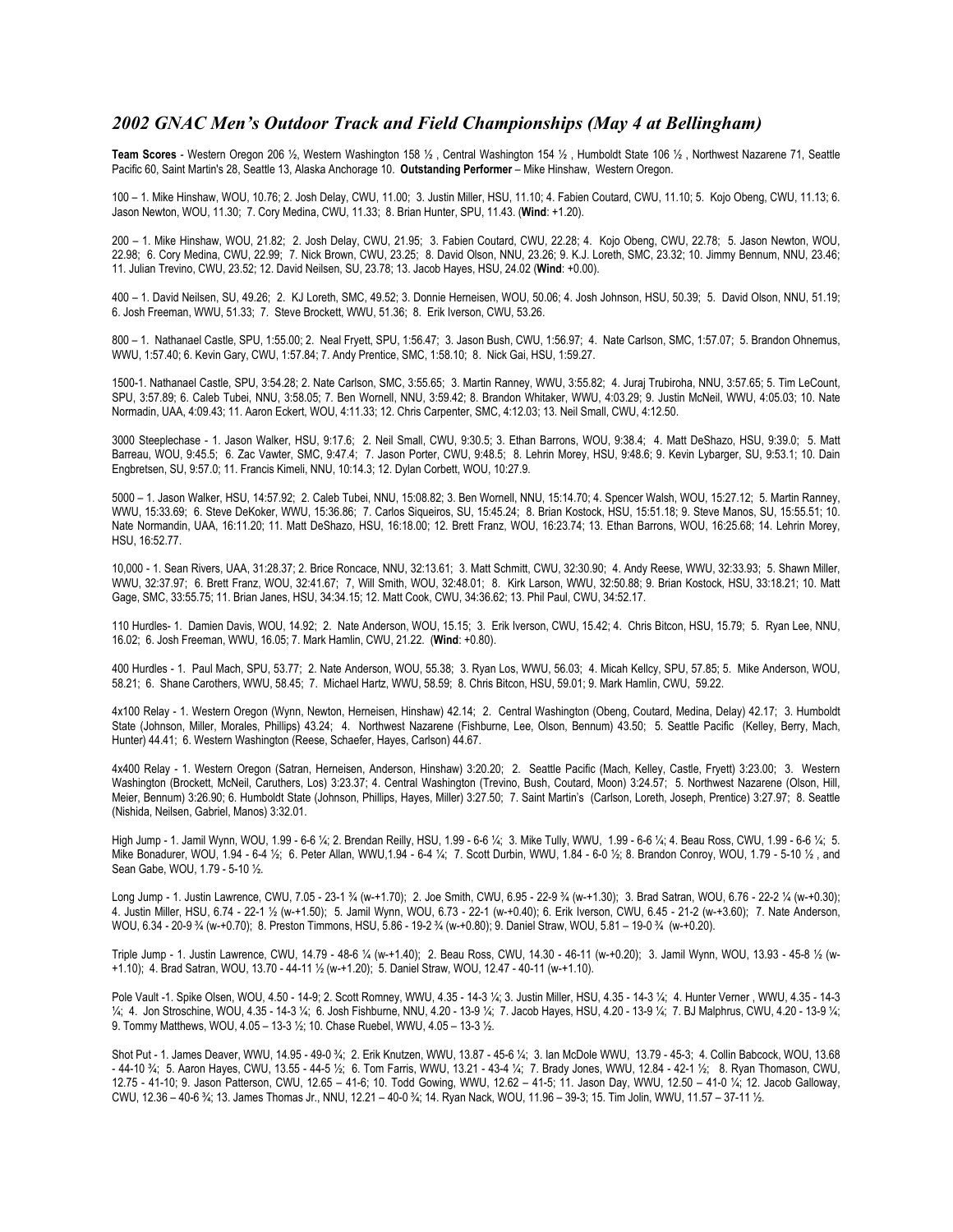## *2002 GNAC Men's Outdoor Track and Field Championships (May 4 at Bellingham)*

**Team Scores** - Western Oregon 206 ½, Western Washington 158 ½ , Central Washington 154 ½ , Humboldt State 106 ½ , Northwest Nazarene 71, Seattle Pacific 60, Saint Martin's 28, Seattle 13, Alaska Anchorage 10. **Outstanding Performer** – Mike Hinshaw, Western Oregon.

100 – 1. Mike Hinshaw, WOU, 10.76; 2. Josh Delay, CWU, 11.00; 3. Justin Miller, HSU, 11.10; 4. Fabien Coutard, CWU, 11.10; 5. Kojo Obeng, CWU, 11.13; 6. Jason Newton, WOU, 11.30; 7. Cory Medina, CWU, 11.33; 8. Brian Hunter, SPU, 11.43. (**Wind**: +1.20).

200 – 1. Mike Hinshaw, WOU, 21.82; 2. Josh Delay, CWU, 21.95; 3. Fabien Coutard, CWU, 22.28; 4. Kojo Obeng, CWU, 22.78; 5. Jason Newton, WOU, 22.98; 6. Cory Medina, CWU, 22.99; 7. Nick Brown, CWU, 23.25; 8. David Olson, NNU, 23.26; 9. K.J. Loreth, SMC, 23.32; 10. Jimmy Bennum, NNU, 23.46; 11. Julian Trevino, CWU, 23.52; 12. David Neilsen, SU, 23.78; 13. Jacob Hayes, HSU, 24.02 (**Wind**: +0.00).

400 – 1. David Neilsen, SU, 49.26; 2. KJ Loreth, SMC, 49.52; 3. Donnie Herneisen, WOU, 50.06; 4. Josh Johnson, HSU, 50.39; 5. David Olson, NNU, 51.19; 6. Josh Freeman, WWU, 51.33; 7. Steve Brockett, WWU, 51.36; 8. Erik Iverson, CWU, 53.26.

800 – 1. Nathanael Castle, SPU, 1:55.00; 2. Neal Fryett, SPU, 1:56.47; 3. Jason Bush, CWU, 1:56.97; 4. Nate Carlson, SMC, 1:57.07; 5. Brandon Ohnemus, WWU, 1:57.40; 6. Kevin Gary, CWU, 1:57.84; 7. Andy Prentice, SMC, 1:58.10; 8. Nick Gai, HSU, 1:59.27.

1500-1. Nathanael Castle, SPU, 3:54.28; 2. Nate Carlson, SMC, 3:55.65; 3. Martin Ranney, WWU, 3:55.82; 4. Juraj Trubiroha, NNU, 3:57.65; 5. Tim LeCount, SPU, 3:57.89; 6. Caleb Tubei, NNU, 3:58.05; 7. Ben Wornell, NNU, 3:59.42; 8. Brandon Whitaker, WWU, 4:03.29; 9. Justin McNeil, WWU, 4:05.03; 10. Nate Normadin, UAA, 4:09.43; 11. Aaron Eckert, WOU, 4:11.33; 12. Chris Carpenter, SMC, 4:12.03; 13. Neil Small, CWU, 4:12.50.

3000 Steeplechase - 1. Jason Walker, HSU, 9:17.6; 2. Neil Small, CWU, 9:30.5; 3. Ethan Barrons, WOU, 9:38.4; 4. Matt DeShazo, HSU, 9:39.0; 5. Matt Barreau, WOU, 9:45.5; 6. Zac Vawter, SMC, 9:47.4; 7. Jason Porter, CWU, 9:48.5; 8. Lehrin Morey, HSU, 9:48.6; 9. Kevin Lybarger, SU, 9:53.1; 10. Dain Engbretsen, SU, 9:57.0; 11. Francis Kimeli, NNU, 10:14.3; 12. Dylan Corbett, WOU, 10:27.9.

5000 – 1. Jason Walker, HSU, 14:57.92; 2. Caleb Tubei, NNU, 15:08.82; 3. Ben Wornell, NNU, 15:14.70; 4. Spencer Walsh, WOU, 15:27.12; 5. Martin Ranney, WWU, 15:33.69; 6. Steve DeKoker, WWU, 15:36.86; 7. Carlos Siqueiros, SU, 15:45.24; 8. Brian Kostock, HSU, 15:51.18; 9. Steve Manos, SU, 15:55.51; 10. Nate Normandin, UAA, 16:11.20; 11. Matt DeShazo, HSU, 16:18.00; 12. Brett Franz, WOU, 16:23.74; 13. Ethan Barrons, WOU, 16:25.68; 14. Lehrin Morey, HSU, 16:52.77.

10,000 - 1. Sean Rivers, UAA, 31:28.37; 2. Brice Roncace, NNU, 32:13.61; 3. Matt Schmitt, CWU, 32:30.90; 4. Andy Reese, WWU, 32:33.93; 5. Shawn Miller, WWU, 32:37.97; 6. Brett Franz, WOU, 32:41.67; 7, Will Smith, WOU, 32:48.01; 8. Kirk Larson, WWU, 32:50.88; 9. Brian Kostock, HSU, 33:18.21; 10. Matt Gage, SMC, 33:55.75; 11. Brian Janes, HSU, 34:34.15; 12. Matt Cook, CWU, 34:36.62; 13. Phil Paul, CWU, 34:52.17.

110 Hurdles- 1. Damien Davis, WOU, 14.92; 2. Nate Anderson, WOU, 15.15; 3. Erik Iverson, CWU, 15.42; 4. Chris Bitcon, HSU, 15.79; 5. Ryan Lee, NNU, 16.02; 6. Josh Freeman, WWU, 16.05; 7. Mark Hamlin, CWU, 21.22. (**Wind**: +0.80).

400 Hurdles - 1. Paul Mach, SPU, 53.77; 2. Nate Anderson, WOU, 55.38; 3. Ryan Los, WWU, 56.03; 4. Micah Kellcy, SPU, 57.85; 5. Mike Anderson, WOU, 58.21; 6. Shane Carothers, WWU, 58.45; 7. Michael Hartz, WWU, 58.59; 8. Chris Bitcon, HSU, 59.01; 9. Mark Hamlin, CWU, 59.22.

4x100 Relay - 1. Western Oregon (Wynn, Newton, Herneisen, Hinshaw) 42.14; 2. Central Washington (Obeng, Coutard, Medina, Delay) 42.17; 3. Humboldt State (Johnson, Miller, Morales, Phillips) 43.24; 4. Northwest Nazarene (Fishburne, Lee, Olson, Bennum) 43.50; 5. Seattle Pacific (Kelley, Berry, Mach, Hunter) 44.41; 6. Western Washington (Reese, Schaefer, Hayes, Carlson) 44.67.

4x400 Relay - 1. Western Oregon (Satran, Herneisen, Anderson, Hinshaw) 3:20.20; 2. Seattle Pacific (Mach, Kelley, Castle, Fryett) 3:23.00; 3. Western Washington (Brockett, McNeil, Caruthers, Los) 3:23.37; 4. Central Washington (Trevino, Bush, Coutard, Moon) 3:24.57; 5. Northwest Nazarene (Olson, Hill, Meier, Bennum) 3:26.90; 6. Humboldt State (Johnson, Phillips, Hayes, Miller) 3:27.50; 7. Saint Martin's (Carlson, Loreth, Joseph, Prentice) 3:27.97; 8. Seattle (Nishida, Neilsen, Gabriel, Manos) 3:32.01.

High Jump - 1. Jamil Wynn, WOU, 1.99 - 6-6 ¼; 2. Brendan Reilly, HSU, 1.99 - 6-6 ¼; 3. Mike Tully, WWU, 1.99 - 6-6 ¼; 4. Beau Ross, CWU, 1.99 - 6-6 ¼; 5. Mike Bonadurer, WOU, 1.94 - 6-4 ½; 6. Peter Allan, WWU,1.94 - 6-4 ¼; 7. Scott Durbin, WWU, 1.84 - 6-0 ½; 8. Brandon Conroy, WOU, 1.79 - 5-10 ½ , and Sean Gabe, WOU, 1.79 - 5-10 ½.

Long Jump - 1. Justin Lawrence, CWU, 7.05 - 23-1 ¾ (w-+1.70); 2. Joe Smith, CWU, 6.95 - 22-9 ¾ (w-+1.30); 3. Brad Satran, WOU, 6.76 - 22-2 ¼ (w-+0.30); 4. Justin Miller, HSU, 6.74 - 22-1 ½ (w-+1.50); 5. Jamil Wynn, WOU, 6.73 - 22-1 (w-+0.40); 6. Erik Iverson, CWU, 6.45 - 21-2 (w-+3.60); 7. Nate Anderson, WOU, 6.34 - 20-9 ¾ (w-+0.70); 8. Preston Timmons, HSU, 5.86 - 19-2 ¾ (w-+0.80); 9. Daniel Straw, WOU, 5.81 – 19-0 ¾ (w-+0.20).

Triple Jump - 1. Justin Lawrence, CWU, 14.79 - 48-6 ¼ (w-+1.40); 2. Beau Ross, CWU, 14.30 - 46-11 (w-+0.20); 3. Jamil Wynn, WOU, 13.93 - 45-8 ½ (w-+1.10); 4. Brad Satran, WOU, 13.70 - 44-11 ½ (w-+1.20); 5. Daniel Straw, WOU, 12.47 - 40-11 (w-+1.10).

Pole Vault -1. Spike Olsen, WOU, 4.50 - 14-9; 2. Scott Romney, WWU, 4.35 - 14-3 ¼; 3. Justin Miller, HSU, 4.35 - 14-3 ¼; 4. Hunter Verner , WWU, 4.35 - 14-3 ¼; 4. Jon Stroschine, WOU, 4.35 - 14-3 ¼; 6. Josh Fishburne, NNU, 4.20 - 13-9 ¼; 7. Jacob Hayes, HSU, 4.20 - 13-9 ¼; 7. BJ Malphrus, CWU, 4.20 - 13-9 ¼; 9. Tommy Matthews, WOU, 4.05 – 13-3 ½; 10. Chase Ruebel, WWU, 4.05 – 13-3 ½.

Shot Put - 1. James Deaver, WWU, 14.95 - 49-0 ¾; 2. Erik Knutzen, WWU, 13.87 - 45-6 ¼; 3. Ian McDole WWU, 13.79 - 45-3; 4. Collin Babcock, WOU, 13.68 - 44-10 ¾; 5. Aaron Hayes, CWU, 13.55 - 44-5 ½; 6. Tom Farris, WWU, 13.21 - 43-4 ¼; 7. Brady Jones, WWU, 12.84 - 42-1 ½; 8. Ryan Thomason, CWU, 12.75 - 41-10; 9. Jason Patterson, CWU, 12.65 – 41-6; 10. Todd Gowing, WWU, 12.62 – 41-5; 11. Jason Day, WWU, 12.50 – 41-0 ¼; 12. Jacob Galloway, CWU, 12.36 – 40-6 ¾; 13. James Thomas Jr., NNU, 12.21 – 40-0 ¾; 14. Ryan Nack, WOU, 11.96 – 39-3; 15. Tim Jolin, WWU, 11.57 – 37-11 ½.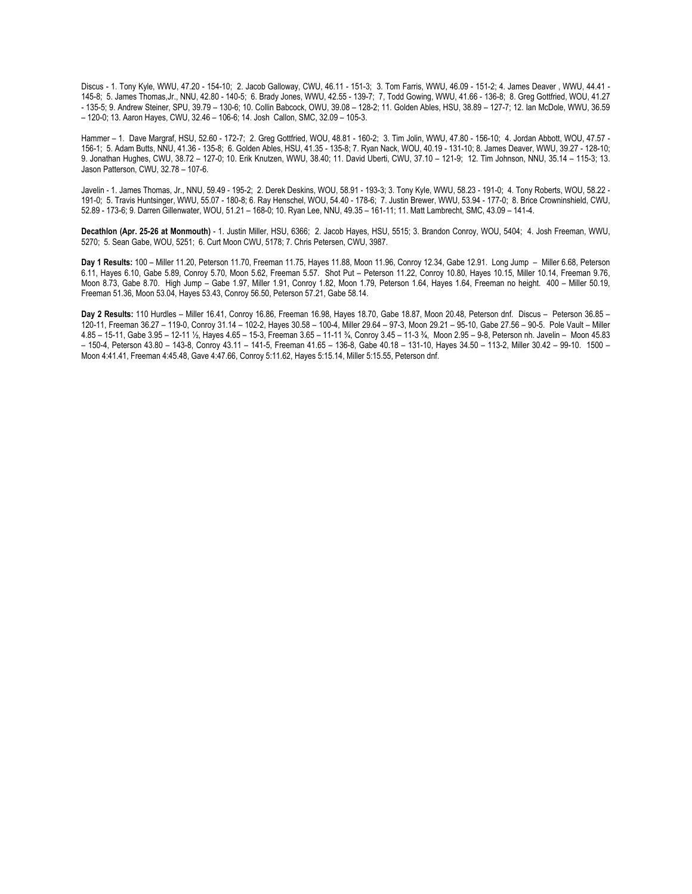Discus - 1. Tony Kyle, WWU, 47.20 - 154-10; 2. Jacob Galloway, CWU, 46.11 - 151-3; 3. Tom Farris, WWU, 46.09 - 151-2; 4. James Deaver , WWU, 44.41 - 145-8; 5. James Thomas,Jr., NNU, 42.80 - 140-5; 6. Brady Jones, WWU, 42.55 - 139-7; 7, Todd Gowing, WWU, 41.66 - 136-8; 8. Greg Gottfried, WOU, 41.27 - 135-5; 9. Andrew Steiner, SPU, 39.79 – 130-6; 10. Collin Babcock, OWU, 39.08 – 128-2; 11. Golden Ables, HSU, 38.89 – 127-7; 12. Ian McDole, WWU, 36.59 – 120-0; 13. Aaron Hayes, CWU, 32.46 – 106-6; 14. Josh Callon, SMC, 32.09 – 105-3.

Hammer – 1. Dave Margraf, HSU, 52.60 - 172-7; 2. Greg Gottfried, WOU, 48.81 - 160-2; 3. Tim Jolin, WWU, 47.80 - 156-10; 4. Jordan Abbott, WOU, 47.57 - 156-1; 5. Adam Butts, NNU, 41.36 - 135-8; 6. Golden Ables, HSU, 41.35 - 135-8; 7. Ryan Nack, WOU, 40.19 - 131-10; 8. James Deaver, WWU, 39.27 - 128-10; 9. Jonathan Hughes, CWU, 38.72 – 127-0; 10. Erik Knutzen, WWU, 38.40; 11. David Uberti, CWU, 37.10 – 121-9; 12. Tim Johnson, NNU, 35.14 – 115-3; 13. Jason Patterson, CWU, 32.78 – 107-6.

Javelin - 1. James Thomas, Jr., NNU, 59.49 - 195-2; 2. Derek Deskins, WOU, 58.91 - 193-3; 3. Tony Kyle, WWU, 58.23 - 191-0; 4. Tony Roberts, WOU, 58.22 - 191-0; 5. Travis Huntsinger, WWU, 55.07 - 180-8; 6. Ray Henschel, WOU, 54.40 - 178-6; 7. Justin Brewer, WWU, 53.94 - 177-0; 8. Brice Crowninshield, CWU, 52.89 - 173-6; 9. Darren Gillenwater, WOU, 51.21 – 168-0; 10. Ryan Lee, NNU, 49.35 – 161-11; 11. Matt Lambrecht, SMC, 43.09 – 141-4.

**Decathlon (Apr. 25-26 at Monmouth)** - 1. Justin Miller, HSU, 6366; 2. Jacob Hayes, HSU, 5515; 3. Brandon Conroy, WOU, 5404; 4. Josh Freeman, WWU, 5270; 5. Sean Gabe, WOU, 5251; 6. Curt Moon CWU, 5178; 7. Chris Petersen, CWU, 3987.

**Day 1 Results:** 100 – Miller 11.20, Peterson 11.70, Freeman 11.75, Hayes 11.88, Moon 11.96, Conroy 12.34, Gabe 12.91. Long Jump – Miller 6.68, Peterson 6.11, Hayes 6.10, Gabe 5.89, Conroy 5.70, Moon 5.62, Freeman 5.57. Shot Put – Peterson 11.22, Conroy 10.80, Hayes 10.15, Miller 10.14, Freeman 9.76, Moon 8.73, Gabe 8.70. High Jump – Gabe 1.97, Miller 1.91, Conroy 1.82, Moon 1.79, Peterson 1.64, Hayes 1.64, Freeman no height. 400 – Miller 50.19, Freeman 51.36, Moon 53.04, Hayes 53.43, Conroy 56.50, Peterson 57.21, Gabe 58.14.

**Day 2 Results:** 110 Hurdles – Miller 16.41, Conroy 16.86, Freeman 16.98, Hayes 18.70, Gabe 18.87, Moon 20.48, Peterson dnf. Discus – Peterson 36.85 – 120-11, Freeman 36.27 – 119-0, Conroy 31.14 – 102-2, Hayes 30.58 – 100-4, Miller 29.64 – 97-3, Moon 29.21 – 95-10, Gabe 27.56 – 90-5. Pole Vault – Miller 4.85 – 15-11, Gabe 3.95 – 12-11 ½, Hayes 4.65 – 15-3, Freeman 3.65 – 11-11 ¾, Conroy 3.45 – 11-3 ¾, Moon 2.95 – 9-8, Peterson nh. Javelin – Moon 45.83 – 150-4, Peterson 43.80 – 143-8, Conroy 43.11 – 141-5, Freeman 41.65 – 136-8, Gabe 40.18 – 131-10, Hayes 34.50 – 113-2, Miller 30.42 – 99-10. 1500 – Moon 4:41.41, Freeman 4:45.48, Gave 4:47.66, Conroy 5:11.62, Hayes 5:15.14, Miller 5:15.55, Peterson dnf.